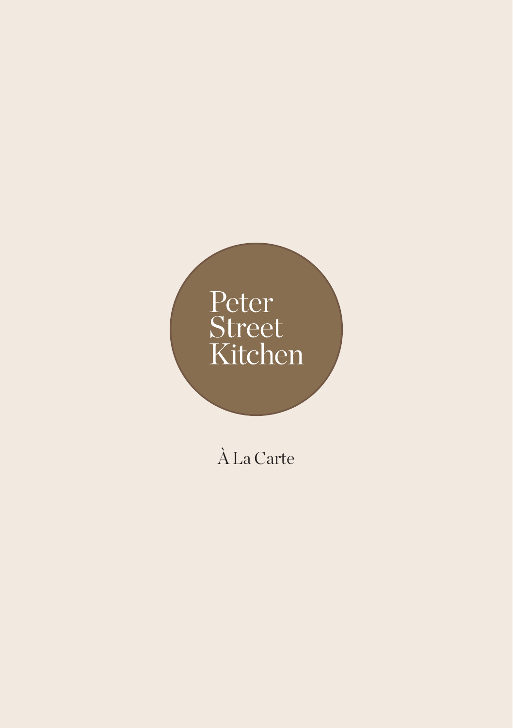# Peter Street Kitchen

À La Carte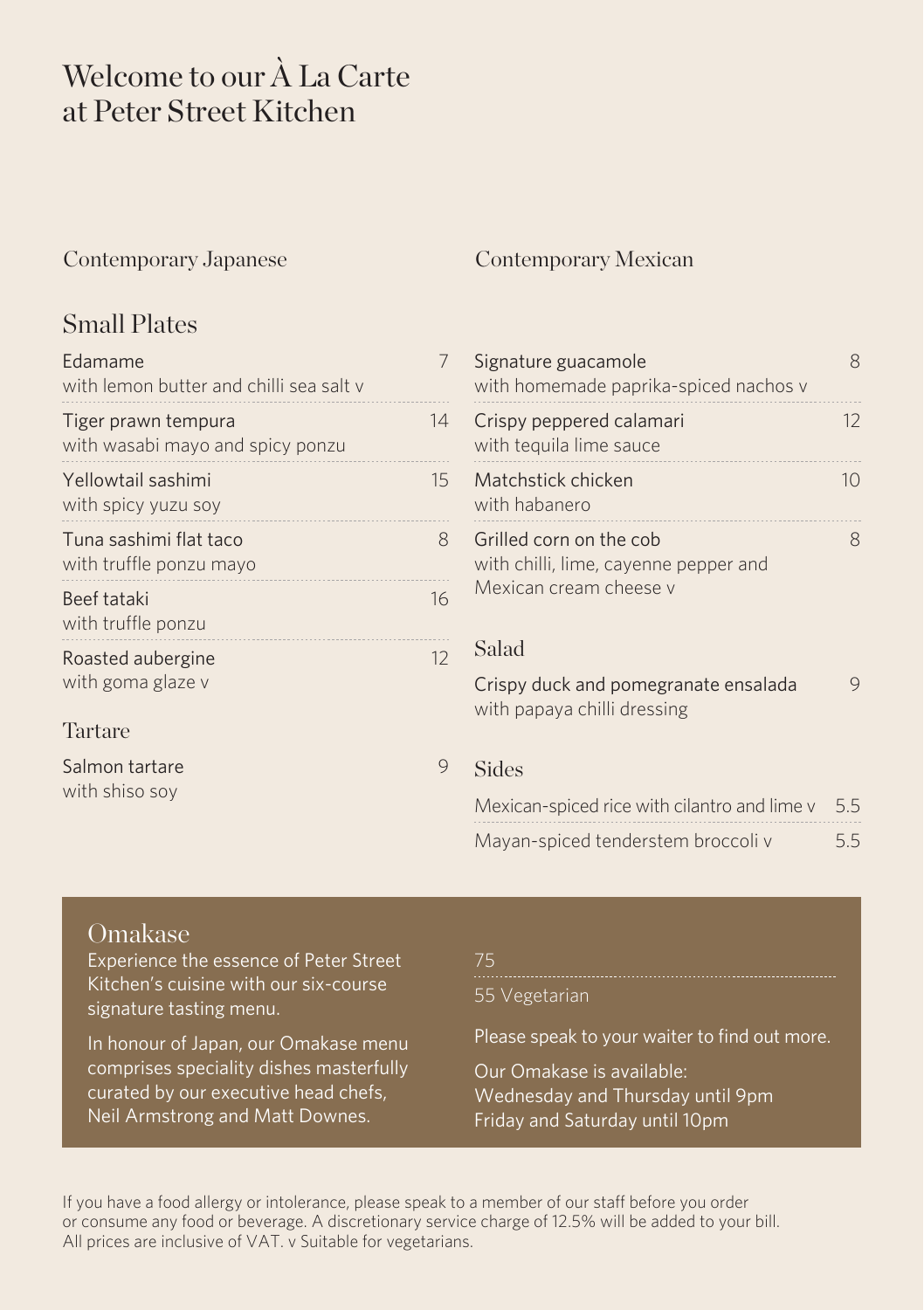# Welcome to our À La Carte at Peter Street Kitchen

## Contemporary Japanese

### Small Plates

| Dish | Price |
|---|---|
| Edamame with lemon butter and chilli sea salt v | 7 |
| Tiger prawn tempura with wasabi mayo and spicy ponzu | 14 |
| Yellowtail sashimi with spicy yuzu soy | 15 |
| Tuna sashimi flat taco with truffle ponzu mayo | 8 |
| Beef tataki with truffle ponzu | 16 |
| Roasted aubergine with goma glaze v | 12 |

### Tartare

| Dish | Price |
|---|---|
| Salmon tartare with shiso soy | 9 |

## Contemporary Mexican

| Dish | Price |
|---|---|
| Signature guacamole with homemade paprika-spiced nachos v | 8 |
| Crispy peppered calamari with tequila lime sauce | 12 |
| Matchstick chicken with habanero | 10 |
| Grilled corn on the cob with chilli, lime, cayenne pepper and Mexican cream cheese v | 8 |

### Salad

| Dish | Price |
|---|---|
| Crispy duck and pomegranate ensalada with papaya chilli dressing | 9 |

### Sides

| Dish | Price |
|---|---|
| Mexican-spiced rice with cilantro and lime v | 5.5 |
| Mayan-spiced tenderstem broccoli v | 5.5 |

## Omakase

Experience the essence of Peter Street Kitchen's cuisine with our six-course signature tasting menu.

In honour of Japan, our Omakase menu comprises speciality dishes masterfully curated by our executive head chefs, Neil Armstrong and Matt Downes.

75

55 Vegetarian

Please speak to your waiter to find out more.

Our Omakase is available:
Wednesday and Thursday until 9pm
Friday and Saturday until 10pm

If you have a food allergy or intolerance, please speak to a member of our staff before you order or consume any food or beverage. A discretionary service charge of 12.5% will be added to your bill. All prices are inclusive of VAT. v Suitable for vegetarians.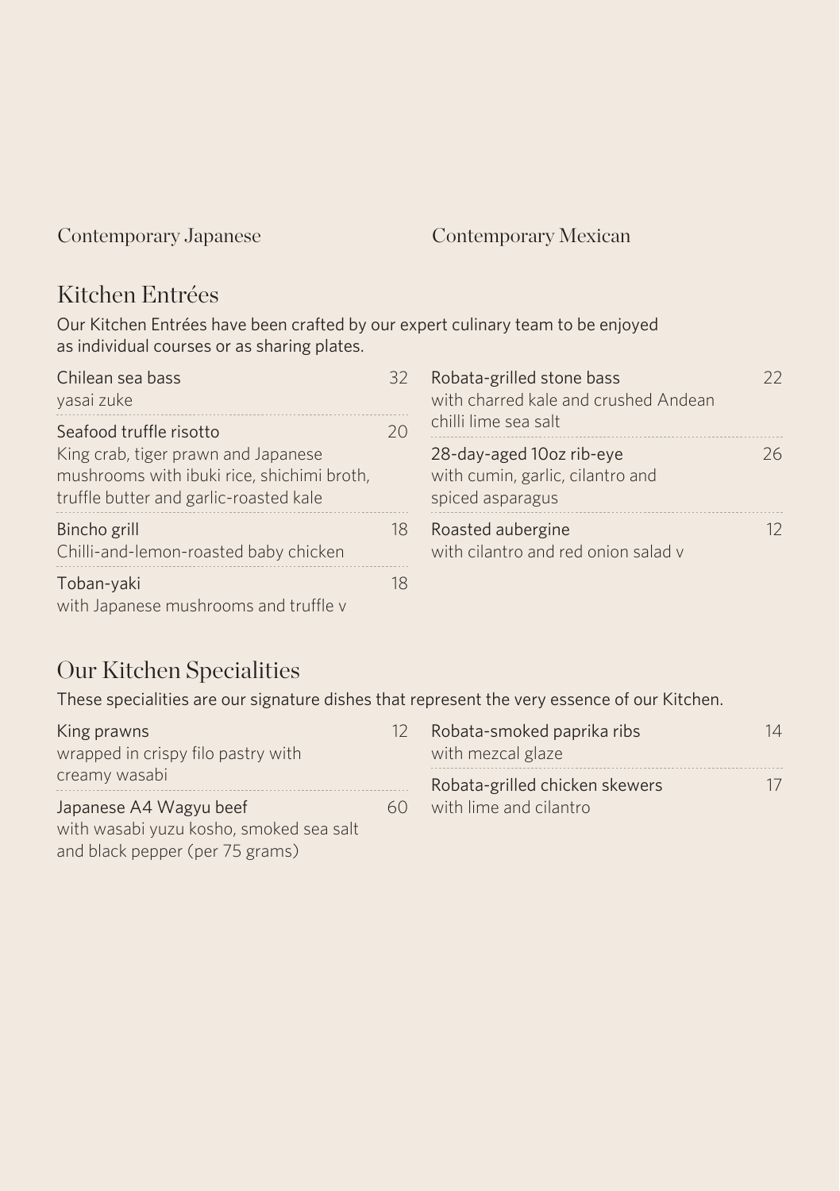Contemporary Japanese

Contemporary Mexican

## Kitchen Entrées

Our Kitchen Entrées have been crafted by our expert culinary team to be enjoyed as individual courses or as sharing plates.

### Contemporary Japanese

Chilean sea bass — 32
yasai zuke

Seafood truffle risotto — 20
King crab, tiger prawn and Japanese mushrooms with ibuki rice, shichimi broth, truffle butter and garlic-roasted kale

Bincho grill — 18
Chilli-and-lemon-roasted baby chicken

Toban-yaki — 18
with Japanese mushrooms and truffle v

### Contemporary Mexican

Robata-grilled stone bass — 22
with charred kale and crushed Andean chilli lime sea salt

28-day-aged 10oz rib-eye — 26
with cumin, garlic, cilantro and spiced asparagus

Roasted aubergine — 12
with cilantro and red onion salad v

## Our Kitchen Specialities

These specialities are our signature dishes that represent the very essence of our Kitchen.

### Contemporary Japanese

King prawns — 12
wrapped in crispy filo pastry with creamy wasabi

Japanese A4 Wagyu beef — 60
with wasabi yuzu kosho, smoked sea salt and black pepper (per 75 grams)

### Contemporary Mexican

Robata-smoked paprika ribs — 14
with mezcal glaze

Robata-grilled chicken skewers — 17
with lime and cilantro